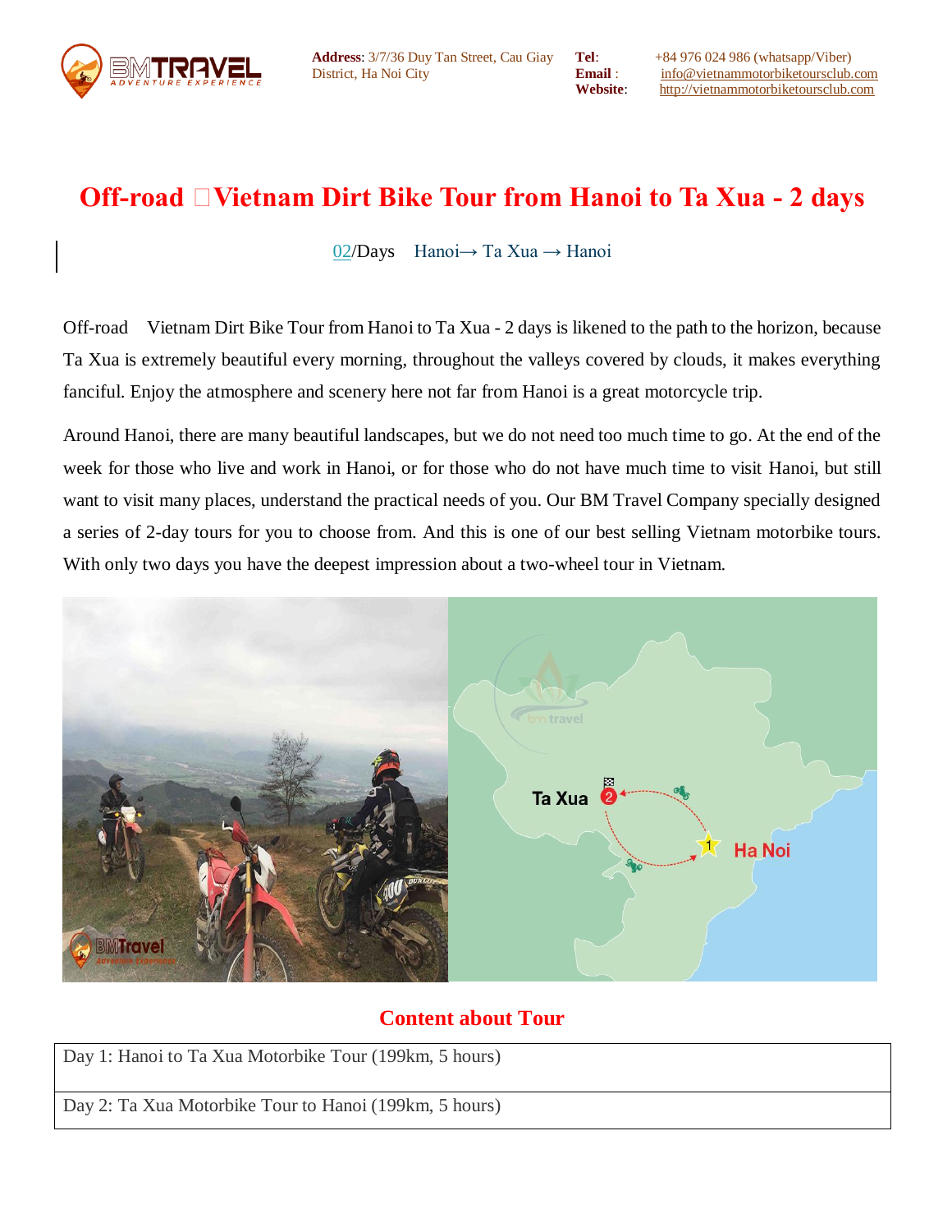**Address**: 3/7/36 Duy Tan Street, Cau Giay District, Ha Noi City

**Tel**: +84 976 024 986 (whatsapp/Viber)
**Email** : info@vietnammotorbiketoursclub.com
**Website**: http://vietnammotorbiketoursclub.com

# Off-road Vietnam Dirt Bike Tour from Hanoi to Ta Xua - 2 days

02/Days Hanoi→ Ta Xua → Hanoi

Off-road Vietnam Dirt Bike Tour from Hanoi to Ta Xua - 2 days is likened to the path to the horizon, because Ta Xua is extremely beautiful every morning, throughout the valleys covered by clouds, it makes everything fanciful. Enjoy the atmosphere and scenery here not far from Hanoi is a great motorcycle trip.

Around Hanoi, there are many beautiful landscapes, but we do not need too much time to go. At the end of the week for those who live and work in Hanoi, or for those who do not have much time to visit Hanoi, but still want to visit many places, understand the practical needs of you. Our BM Travel Company specially designed a series of 2-day tours for you to choose from. And this is one of our best selling Vietnam motorbike tours. With only two days you have the deepest impression about a two-wheel tour in Vietnam.

## Content about Tour

| Day 1: Hanoi to Ta Xua Motorbike Tour (199km, 5 hours) |
|---|
| Day 2: Ta Xua Motorbike Tour to Hanoi (199km, 5 hours) |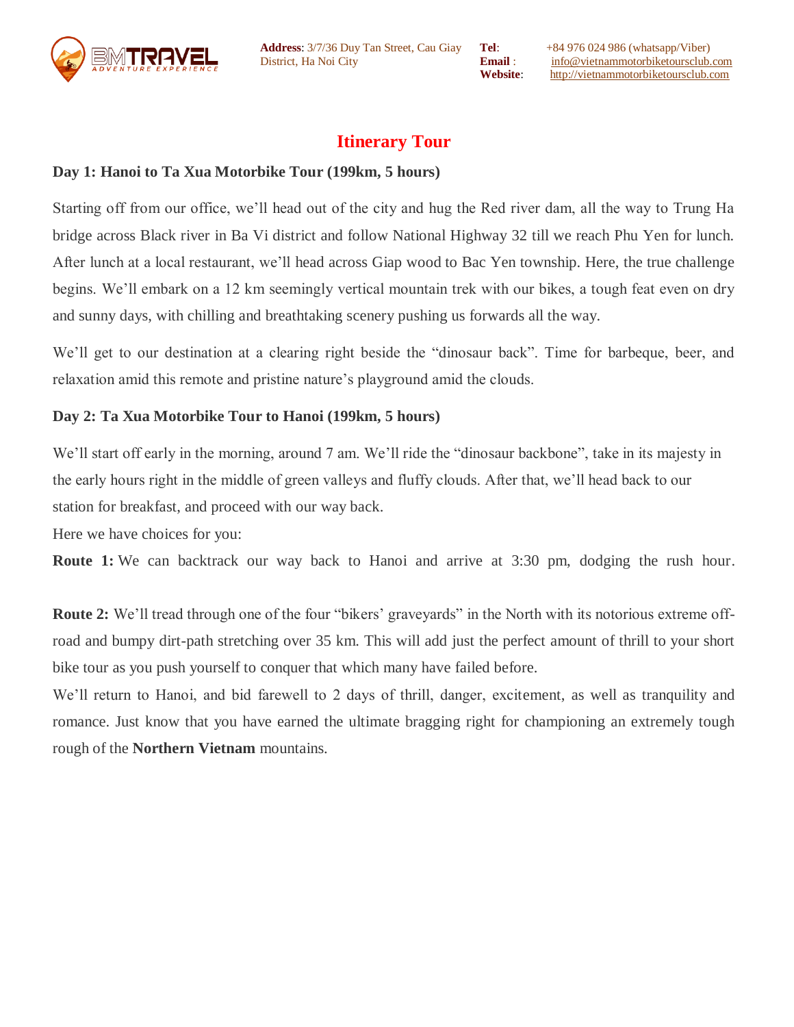# Itinerary Tour

**Day 1: Hanoi to Ta Xua Motorbike Tour (199km, 5 hours)**

Starting off from our office, we'll head out of the city and hug the Red river dam, all the way to Trung Ha bridge across Black river in Ba Vi district and follow National Highway 32 till we reach Phu Yen for lunch. After lunch at a local restaurant, we'll head across Giap wood to Bac Yen township. Here, the true challenge begins. We'll embark on a 12 km seemingly vertical mountain trek with our bikes, a tough feat even on dry and sunny days, with chilling and breathtaking scenery pushing us forwards all the way.

We'll get to our destination at a clearing right beside the "dinosaur back". Time for barbeque, beer, and relaxation amid this remote and pristine nature's playground amid the clouds.

**Day 2: Ta Xua Motorbike Tour to Hanoi (199km, 5 hours)**

We'll start off early in the morning, around 7 am. We'll ride the "dinosaur backbone", take in its majesty in the early hours right in the middle of green valleys and fluffy clouds. After that, we'll head back to our station for breakfast, and proceed with our way back.

Here we have choices for you:

**Route 1:** We can backtrack our way back to Hanoi and arrive at 3:30 pm, dodging the rush hour.

**Route 2:** We'll tread through one of the four "bikers' graveyards" in the North with its notorious extreme off-road and bumpy dirt-path stretching over 35 km. This will add just the perfect amount of thrill to your short bike tour as you push yourself to conquer that which many have failed before.

We'll return to Hanoi, and bid farewell to 2 days of thrill, danger, excitement, as well as tranquility and romance. Just know that you have earned the ultimate bragging right for championing an extremely tough rough of the **Northern Vietnam** mountains.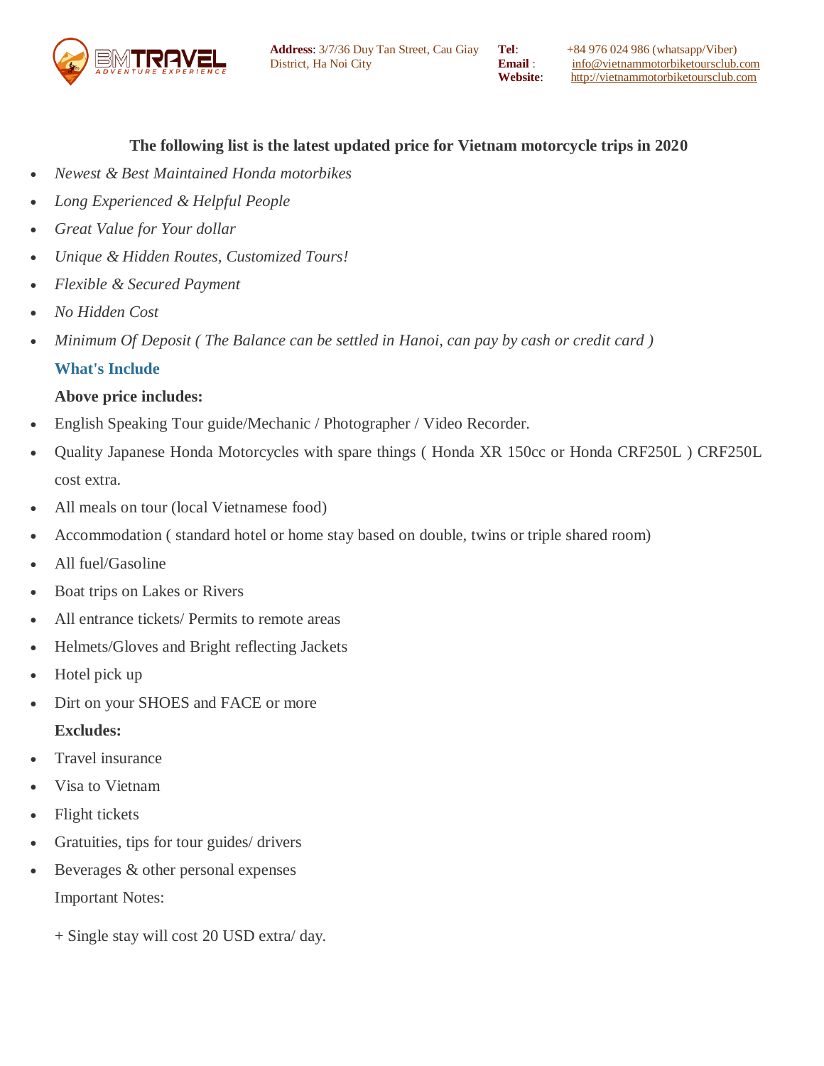**The following list is the latest updated price for Vietnam motorcycle trips in 2020**

- *Newest & Best Maintained Honda motorbikes*
- *Long Experienced & Helpful People*
- *Great Value for Your dollar*
- *Unique & Hidden Routes, Customized Tours!*
- *Flexible & Secured Payment*
- *No Hidden Cost*
- *Minimum Of Deposit ( The Balance can be settled in Hanoi, can pay by cash or credit card )*

### What's Include

**Above price includes:**

- English Speaking Tour guide/Mechanic / Photographer / Video Recorder.
- Quality Japanese Honda Motorcycles with spare things ( Honda XR 150cc or Honda CRF250L ) CRF250L cost extra.
- All meals on tour (local Vietnamese food)
- Accommodation ( standard hotel or home stay based on double, twins or triple shared room)
- All fuel/Gasoline
- Boat trips on Lakes or Rivers
- All entrance tickets/ Permits to remote areas
- Helmets/Gloves and Bright reflecting Jackets
- Hotel pick up
- Dirt on your SHOES and FACE or more

**Excludes:**

- Travel insurance
- Visa to Vietnam
- Flight tickets
- Gratuities, tips for tour guides/ drivers
- Beverages & other personal expenses

Important Notes:

+ Single stay will cost 20 USD extra/ day.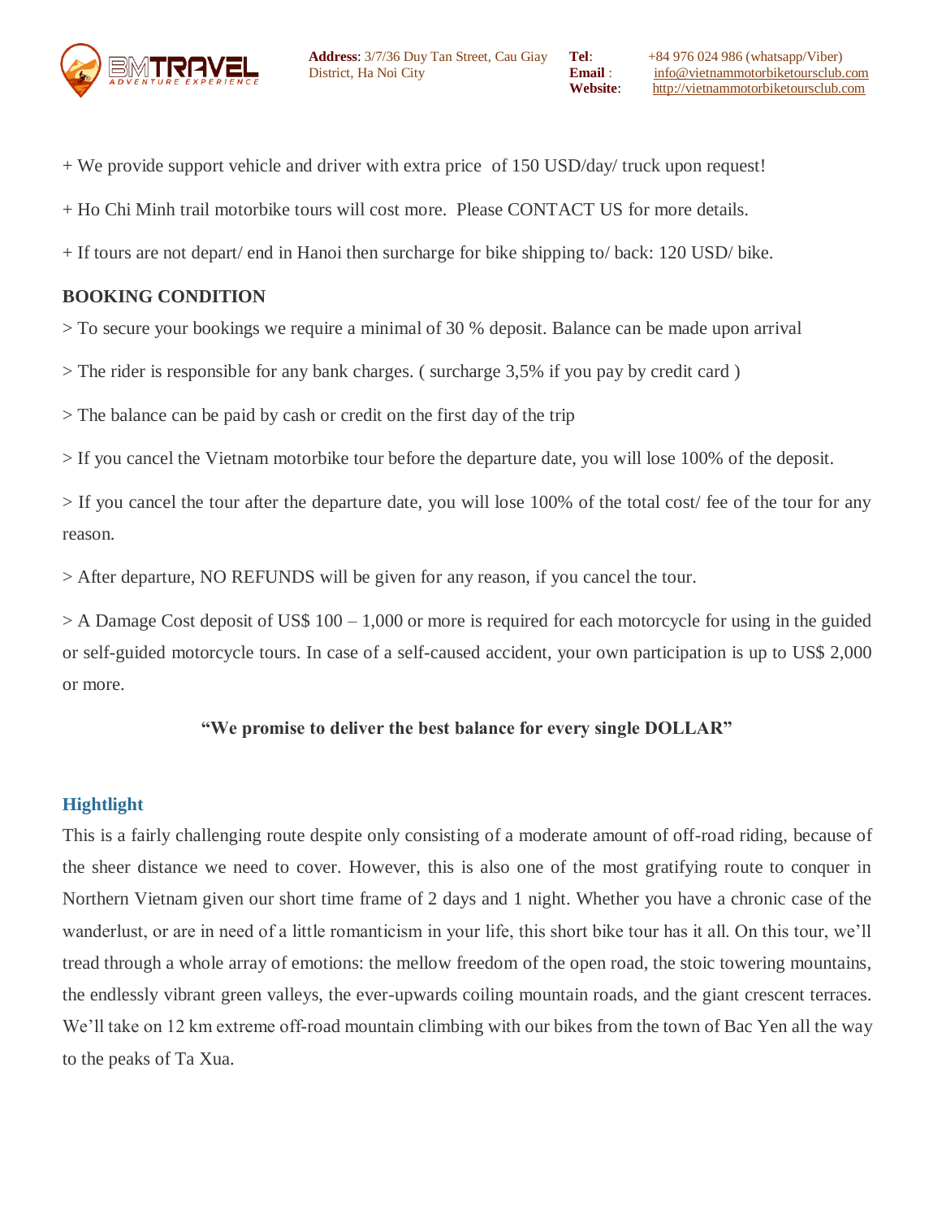+ We provide support vehicle and driver with extra price of 150 USD/day/ truck upon request!

+ Ho Chi Minh trail motorbike tours will cost more. Please CONTACT US for more details.

+ If tours are not depart/ end in Hanoi then surcharge for bike shipping to/ back: 120 USD/ bike.

**BOOKING CONDITION**

> To secure your bookings we require a minimal of 30 % deposit. Balance can be made upon arrival

> The rider is responsible for any bank charges. ( surcharge 3,5% if you pay by credit card )

> The balance can be paid by cash or credit on the first day of the trip

> If you cancel the Vietnam motorbike tour before the departure date, you will lose 100% of the deposit.

> If you cancel the tour after the departure date, you will lose 100% of the total cost/ fee of the tour for any reason.

> After departure, NO REFUNDS will be given for any reason, if you cancel the tour.

> A Damage Cost deposit of US$ 100 – 1,000 or more is required for each motorcycle for using in the guided or self-guided motorcycle tours. In case of a self-caused accident, your own participation is up to US$ 2,000 or more.

**"We promise to deliver the best balance for every single DOLLAR"**

## Hightlight

This is a fairly challenging route despite only consisting of a moderate amount of off-road riding, because of the sheer distance we need to cover. However, this is also one of the most gratifying route to conquer in Northern Vietnam given our short time frame of 2 days and 1 night. Whether you have a chronic case of the wanderlust, or are in need of a little romanticism in your life, this short bike tour has it all. On this tour, we'll tread through a whole array of emotions: the mellow freedom of the open road, the stoic towering mountains, the endlessly vibrant green valleys, the ever-upwards coiling mountain roads, and the giant crescent terraces. We'll take on 12 km extreme off-road mountain climbing with our bikes from the town of Bac Yen all the way to the peaks of Ta Xua.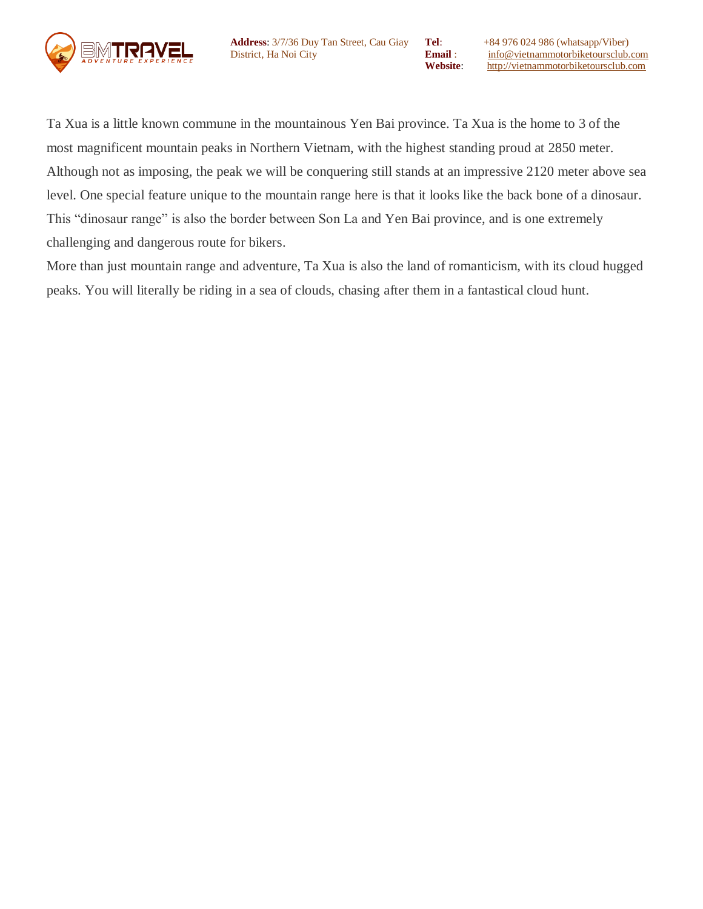Ta Xua is a little known commune in the mountainous Yen Bai province. Ta Xua is the home to 3 of the most magnificent mountain peaks in Northern Vietnam, with the highest standing proud at 2850 meter. Although not as imposing, the peak we will be conquering still stands at an impressive 2120 meter above sea level. One special feature unique to the mountain range here is that it looks like the back bone of a dinosaur. This “dinosaur range” is also the border between Son La and Yen Bai province, and is one extremely challenging and dangerous route for bikers.

More than just mountain range and adventure, Ta Xua is also the land of romanticism, with its cloud hugged peaks. You will literally be riding in a sea of clouds, chasing after them in a fantastical cloud hunt.